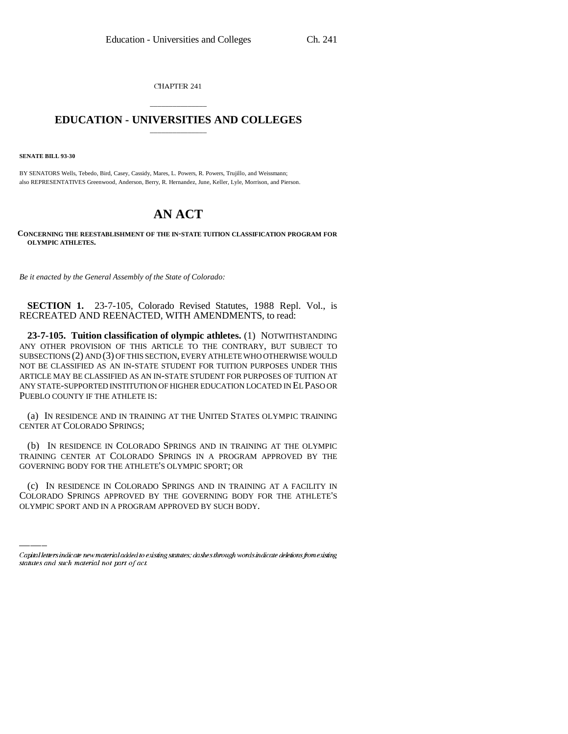CHAPTER 241

# EDUCATION - UNIVERSITIES AND COLLEGES

**SENATE BILL 93-30**

BY SENATORS Wells, Tebedo, Bird, Casey, Cassidy, Mares, L. Powers, R. Powers, Trujillo, and Weissmann;
also REPRESENTATIVES Greenwood, Anderson, Berry, R. Hernandez, June, Keller, Lyle, Morrison, and Pierson.

# AN ACT

**CONCERNING THE REESTABLISHMENT OF THE IN-STATE TUITION CLASSIFICATION PROGRAM FOR OLYMPIC ATHLETES.**

*Be it enacted by the General Assembly of the State of Colorado:*

**SECTION 1.** 23-7-105, Colorado Revised Statutes, 1988 Repl. Vol., is RECREATED AND REENACTED, WITH AMENDMENTS, to read:

**23-7-105. Tuition classification of olympic athletes.** (1) NOTWITHSTANDING ANY OTHER PROVISION OF THIS ARTICLE TO THE CONTRARY, BUT SUBJECT TO SUBSECTIONS (2) AND (3) OF THIS SECTION, EVERY ATHLETE WHO OTHERWISE WOULD NOT BE CLASSIFIED AS AN IN-STATE STUDENT FOR TUITION PURPOSES UNDER THIS ARTICLE MAY BE CLASSIFIED AS AN IN-STATE STUDENT FOR PURPOSES OF TUITION AT ANY STATE-SUPPORTED INSTITUTION OF HIGHER EDUCATION LOCATED IN EL PASO OR PUEBLO COUNTY IF THE ATHLETE IS:

(a) IN RESIDENCE AND IN TRAINING AT THE UNITED STATES OLYMPIC TRAINING CENTER AT COLORADO SPRINGS;

(b) IN RESIDENCE IN COLORADO SPRINGS AND IN TRAINING AT THE OLYMPIC TRAINING CENTER AT COLORADO SPRINGS IN A PROGRAM APPROVED BY THE GOVERNING BODY FOR THE ATHLETE'S OLYMPIC SPORT; OR

(c) IN RESIDENCE IN COLORADO SPRINGS AND IN TRAINING AT A FACILITY IN COLORADO SPRINGS APPROVED BY THE GOVERNING BODY FOR THE ATHLETE'S OLYMPIC SPORT AND IN A PROGRAM APPROVED BY SUCH BODY.

*Capital letters indicate new material added to existing statutes; dashes through words indicate deletions from existing statutes and such material not part of act.*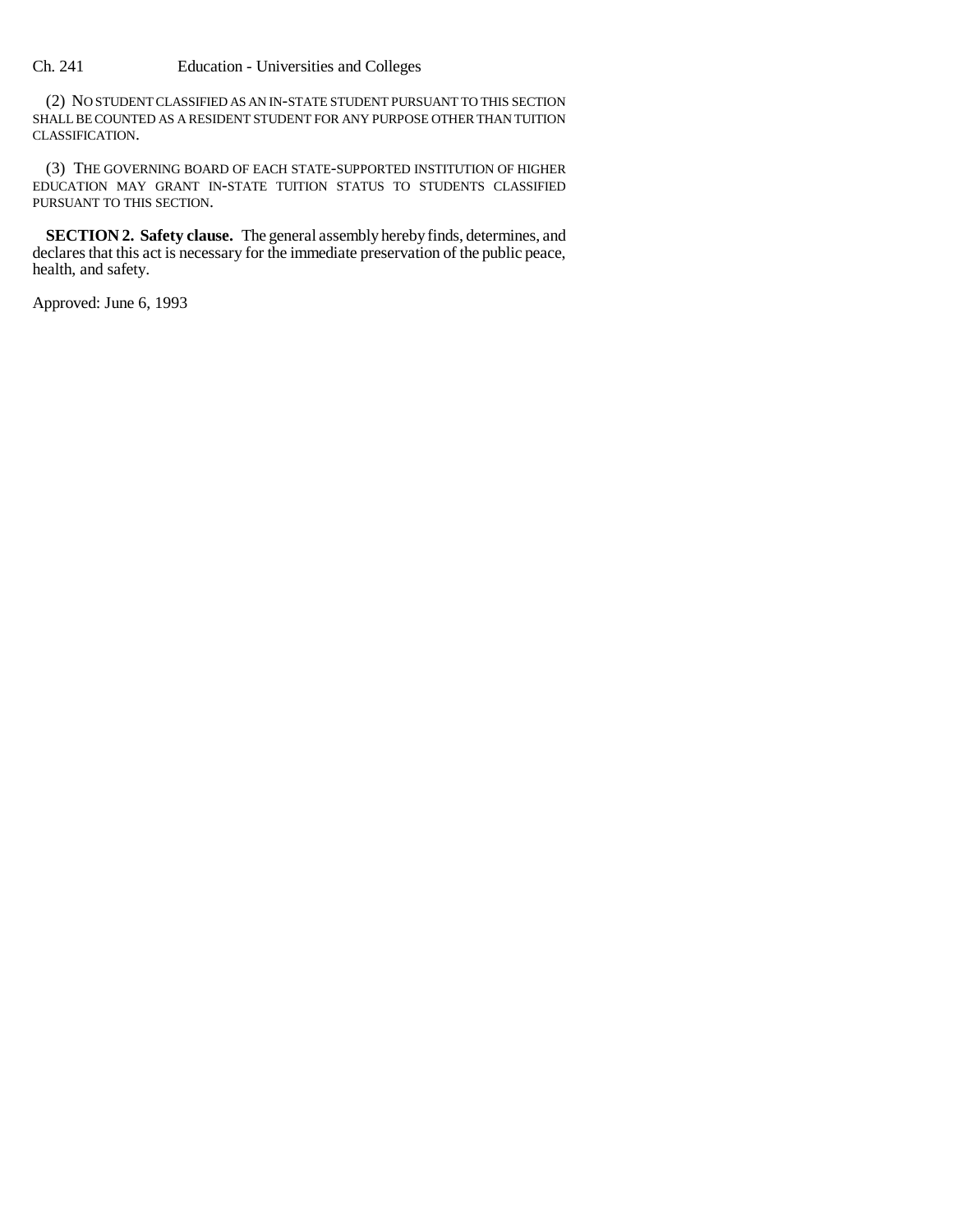(2) NO STUDENT CLASSIFIED AS AN IN-STATE STUDENT PURSUANT TO THIS SECTION SHALL BE COUNTED AS A RESIDENT STUDENT FOR ANY PURPOSE OTHER THAN TUITION CLASSIFICATION.

(3) THE GOVERNING BOARD OF EACH STATE-SUPPORTED INSTITUTION OF HIGHER EDUCATION MAY GRANT IN-STATE TUITION STATUS TO STUDENTS CLASSIFIED PURSUANT TO THIS SECTION.

**SECTION 2. Safety clause.** The general assembly hereby finds, determines, and declares that this act is necessary for the immediate preservation of the public peace, health, and safety.

Approved: June 6, 1993